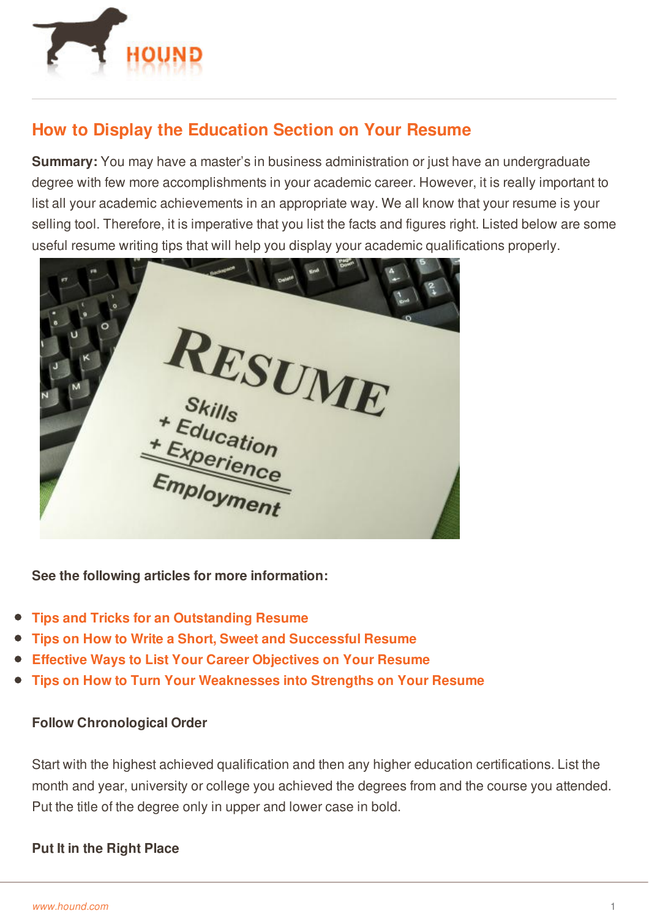# How to Display the Education Section on Your Resume

**Summary:** You may have a master's in business administration or just have an undergraduate degree with few more accomplishments in your academic career. However, it is really important to list all your academic achievements in an appropriate way. We all know that your resume is your selling tool. Therefore, it is imperative that you list the facts and figures right. Listed below are some useful resume writing tips that will help you display your academic qualifications properly.

**See the following articles for more information:**

- Tips and Tricks for an Outstanding Resume
- Tips on How to Write a Short, Sweet and Successful Resume
- Effective Ways to List Your Career Objectives on Your Resume
- Tips on How to Turn Your Weaknesses into Strengths on Your Resume

### Follow Chronological Order

Start with the highest achieved qualification and then any higher education certifications. List the month and year, university or college you achieved the degrees from and the course you attended. Put the title of the degree only in upper and lower case in bold.

### Put It in the Right Place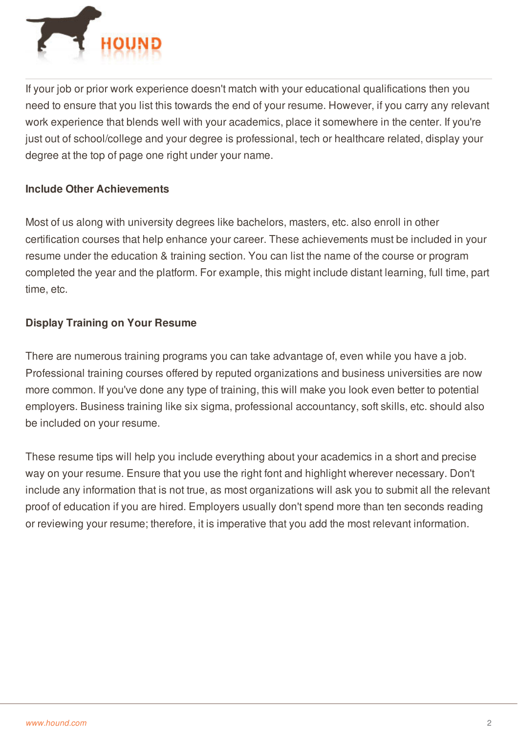If your job or prior work experience doesn't match with your educational qualifications then you need to ensure that you list this towards the end of your resume. However, if you carry any relevant work experience that blends well with your academics, place it somewhere in the center. If you're just out of school/college and your degree is professional, tech or healthcare related, display your degree at the top of page one right under your name.

**Include Other Achievements**

Most of us along with university degrees like bachelors, masters, etc. also enroll in other certification courses that help enhance your career. These achievements must be included in your resume under the education & training section. You can list the name of the course or program completed the year and the platform. For example, this might include distant learning, full time, part time, etc.

**Display Training on Your Resume**

There are numerous training programs you can take advantage of, even while you have a job. Professional training courses offered by reputed organizations and business universities are now more common. If you've done any type of training, this will make you look even better to potential employers. Business training like six sigma, professional accountancy, soft skills, etc. should also be included on your resume.

These resume tips will help you include everything about your academics in a short and precise way on your resume. Ensure that you use the right font and highlight wherever necessary. Don't include any information that is not true, as most organizations will ask you to submit all the relevant proof of education if you are hired. Employers usually don't spend more than ten seconds reading or reviewing your resume; therefore, it is imperative that you add the most relevant information.